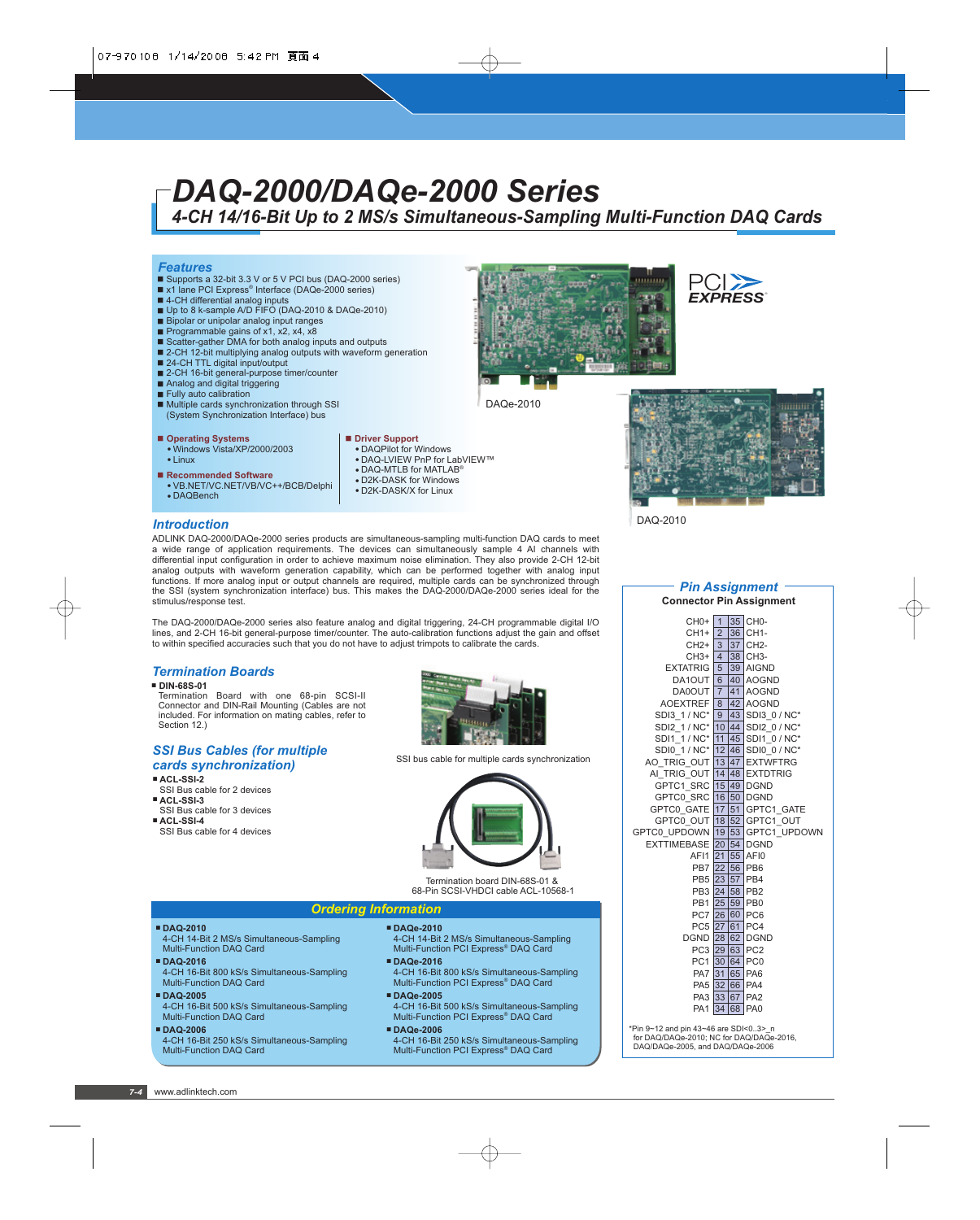# DAQ-2000/DAQe-2000 Series

## 4-CH 14/16-Bit Up to 2 MS/s Simultaneous-Sampling Multi-Function DAQ Cards

### Features

- Supports a 32-bit 3.3 V or 5 V PCI bus (DAQ-2000 series)
- x1 lane PCI Express® Interface (DAQe-2000 series)
- 4-CH differential analog inputs
- Up to 8 k-sample A/D FIFO (DAQ-2010 & DAQe-2010)
- Bipolar or unipolar analog input ranges
- Programmable gains of x1, x2, x4, x8
- Scatter-gather DMA for both analog inputs and outputs
- 2-CH 12-bit multiplying analog outputs with waveform generation
- 24-CH TTL digital input/output
- 2-CH 16-bit general-purpose timer/counter
- Analog and digital triggering
- Fully auto calibration
- Multiple cards synchronization through SSI (System Synchronization Interface) bus

DAQe-2010

DAQ-2010

**Operating Systems**
- Windows Vista/XP/2000/2003
- Linux

**Recommended Software**
- VB.NET/VC.NET/VB/VC++/BCB/Delphi
- DAQBench

**Driver Support**
- DAQPilot for Windows
- DAQ-LVIEW PnP for LabVIEW™
- DAQ-MTLB for MATLAB®
- D2K-DASK for Windows
- D2K-DASK/X for Linux

### Introduction

ADLINK DAQ-2000/DAQe-2000 series products are simultaneous-sampling multi-function DAQ cards to meet a wide range of application requirements. The devices can simultaneously sample 4 AI channels with differential input configuration in order to achieve maximum noise elimination. They also provide 2-CH 12-bit analog outputs with waveform generation capability, which can be performed together with analog input functions. If more analog input or output channels are required, multiple cards can be synchronized through the SSI (system synchronization interface) bus. This makes the DAQ-2000/DAQe-2000 series ideal for the stimulus/response test.

The DAQ-2000/DAQe-2000 series also feature analog and digital triggering, 24-CH programmable digital I/O lines, and 2-CH 16-bit general-purpose timer/counter. The auto-calibration functions adjust the gain and offset to within specified accuracies such that you do not have to adjust trimpots to calibrate the cards.

### Termination Boards

- **DIN-68S-01**
  Termination Board with one 68-pin SCSI-II Connector and DIN-Rail Mounting (Cables are not included. For information on mating cables, refer to Section 12.)

### SSI Bus Cables (for multiple cards synchronization)

- **ACL-SSI-2**
  SSI Bus cable for 2 devices
- **ACL-SSI-3**
  SSI Bus cable for 3 devices
- **ACL-SSI-4**
  SSI Bus cable for 4 devices

SSI bus cable for multiple cards synchronization

Termination board DIN-68S-01 & 68-Pin SCSI-VHDCI cable ACL-10568-1

### Pin Assignment

**Connector Pin Assignment**

| Signal | Pin | Pin | Signal |
|---|---|---|---|
| CH0+ | 1 | 35 | CH0- |
| CH1+ | 2 | 36 | CH1- |
| CH2+ | 3 | 37 | CH2- |
| CH3+ | 4 | 38 | CH3- |
| EXTATRIG | 5 | 39 | AIGND |
| DA1OUT | 6 | 40 | AOGND |
| DA0OUT | 7 | 41 | AOGND |
| AOEXTREF | 8 | 42 | AOGND |
| SDI3_1 / NC* | 9 | 43 | SDI3_0 / NC* |
| SDI2_1 / NC* | 10 | 44 | SDI2_0 / NC* |
| SDI1_1 / NC* | 11 | 45 | SDI1_0 / NC* |
| SDI0_1 / NC* | 12 | 46 | SDI0_0 / NC* |
| AO_TRIG_OUT | 13 | 47 | EXTWFTRG |
| AI_TRIG_OUT | 14 | 48 | EXTDTRIG |
| GPTC1_SRC | 15 | 49 | DGND |
| GPTC0_SRC | 16 | 50 | DGND |
| GPTC0_GATE | 17 | 51 | GPTC1_GATE |
| GPTC0_OUT | 18 | 52 | GPTC1_OUT |
| GPTC0_UPDOWN | 19 | 53 | GPTC1_UPDOWN |
| EXTTIMEBASE | 20 | 54 | DGND |
| AFI1 | 21 | 55 | AFI0 |
| PB7 | 22 | 56 | PB6 |
| PB5 | 23 | 57 | PB4 |
| PB3 | 24 | 58 | PB2 |
| PB1 | 25 | 59 | PB0 |
| PC7 | 26 | 60 | PC6 |
| PC5 | 27 | 61 | PC4 |
| DGND | 28 | 62 | DGND |
| PC3 | 29 | 63 | PC2 |
| PC1 | 30 | 64 | PC0 |
| PA7 | 31 | 65 | PA6 |
| PA5 | 32 | 66 | PA4 |
| PA3 | 33 | 67 | PA2 |
| PA1 | 34 | 68 | PA0 |

*Pin 9~12 and pin 43~46 are SDI<0..3>_n for DAQ/DAQe-2010; NC for DAQ/DAQe-2016, DAQ/DAQe-2005, and DAQ/DAQe-2006

### Ordering Information

- **DAQ-2010**
  4-CH 14-Bit 2 MS/s Simultaneous-Sampling Multi-Function DAQ Card
- **DAQ-2016**
  4-CH 16-Bit 800 kS/s Simultaneous-Sampling Multi-Function DAQ Card
- **DAQ-2005**
  4-CH 16-Bit 500 kS/s Simultaneous-Sampling Multi-Function DAQ Card
- **DAQ-2006**
  4-CH 16-Bit 250 kS/s Simultaneous-Sampling Multi-Function DAQ Card
- **DAQe-2010**
  4-CH 14-Bit 2 MS/s Simultaneous-Sampling Multi-Function PCI Express® DAQ Card
- **DAQe-2016**
  4-CH 16-Bit 800 kS/s Simultaneous-Sampling Multi-Function PCI Express® DAQ Card
- **DAQe-2005**
  4-CH 16-Bit 500 kS/s Simultaneous-Sampling Multi-Function PCI Express® DAQ Card
- **DAQe-2006**
  4-CH 16-Bit 250 kS/s Simultaneous-Sampling Multi-Function PCI Express® DAQ Card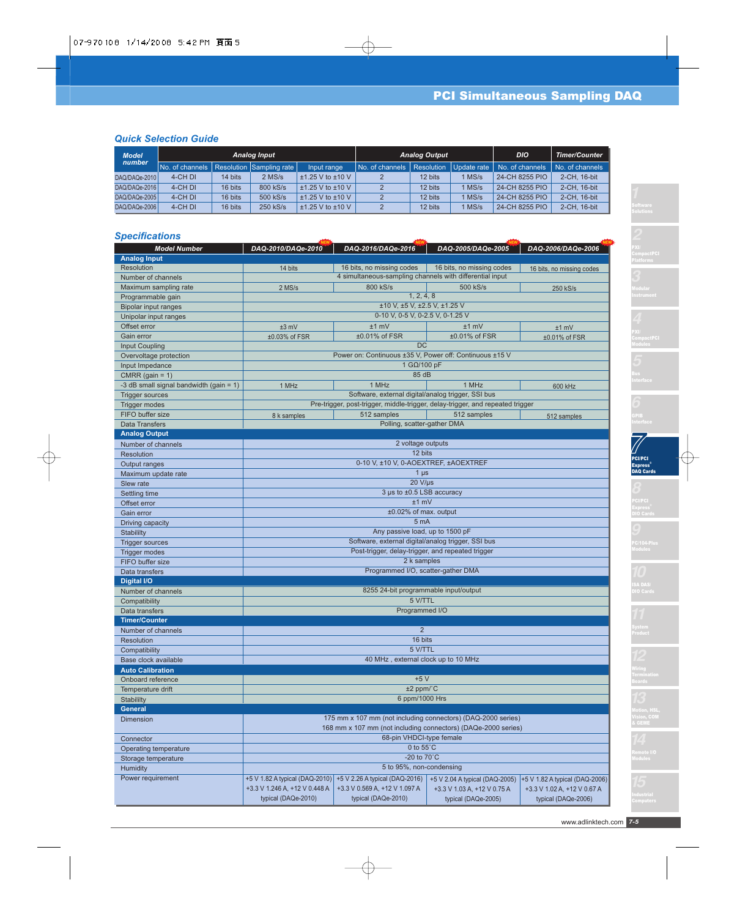# PCI Simultaneous Sampling DAQ

## Quick Selection Guide

| Model number | Analog Input | | | | Analog Output | | | DIO | Timer/Counter |
|---|---|---|---|---|---|---|---|---|---|
| | No. of channels | Resolution | Sampling rate | Input range | No. of channels | Resolution | Update rate | No. of channels | No. of channels |
| DAQ/DAQe-2010 | 4-CH DI | 14 bits | 2 MS/s | ±1.25 V to ±10 V | 2 | 12 bits | 1 MS/s | 24-CH 8255 PIO | 2-CH, 16-bit |
| DAQ/DAQe-2016 | 4-CH DI | 16 bits | 800 kS/s | ±1.25 V to ±10 V | 2 | 12 bits | 1 MS/s | 24-CH 8255 PIO | 2-CH, 16-bit |
| DAQ/DAQe-2005 | 4-CH DI | 16 bits | 500 kS/s | ±1.25 V to ±10 V | 2 | 12 bits | 1 MS/s | 24-CH 8255 PIO | 2-CH, 16-bit |
| DAQ/DAQe-2006 | 4-CH DI | 16 bits | 250 kS/s | ±1.25 V to ±10 V | 2 | 12 bits | 1 MS/s | 24-CH 8255 PIO | 2-CH, 16-bit |

## Specifications

| Model Number | DAQ-2010/DAQe-2010 (NEW) | DAQ-2016/DAQe-2016 (NEW) | DAQ-2005/DAQe-2005 (NEW) | DAQ-2006/DAQe-2006 (NEW) |
|---|---|---|---|---|
| **Analog Input** | | | | |
| Resolution | 14 bits | 16 bits, no missing codes | 16 bits, no missing codes | 16 bits, no missing codes |
| Number of channels | 4 simultaneous-sampling channels with differential input | | | |
| Maximum sampling rate | 2 MS/s | 800 kS/s | 500 kS/s | 250 kS/s |
| Programmable gain | 1, 2, 4, 8 | | | |
| Bipolar input ranges | ±10 V, ±5 V, ±2.5 V, ±1.25 V | | | |
| Unipolar input ranges | 0-10 V, 0-5 V, 0-2.5 V, 0-1.25 V | | | |
| Offset error | ±3 mV | ±1 mV | ±1 mV | ±1 mV |
| Gain error | ±0.03% of FSR | ±0.01% of FSR | ±0.01% of FSR | ±0.01% of FSR |
| Input Coupling | DC | | | |
| Overvoltage protection | Power on: Continuous ±35 V, Power off: Continuous ±15 V | | | |
| Input Impedance | 1 GΩ/100 pF | | | |
| CMRR (gain = 1) | 85 dB | | | |
| -3 dB small signal bandwidth (gain = 1) | 1 MHz | 1 MHz | 1 MHz | 600 kHz |
| Trigger sources | Software, external digital/analog trigger, SSI bus | | | |
| Trigger modes | Pre-trigger, post-trigger, middle-trigger, delay-trigger, and repeated trigger | | | |
| FIFO buffer size | 8 k samples | 512 samples | 512 samples | 512 samples |
| Data Transfers | Polling, scatter-gather DMA | | | |
| **Analog Output** | | | | |
| Number of channels | 2 voltage outputs | | | |
| Resolution | 12 bits | | | |
| Output ranges | 0-10 V, ±10 V, 0-AOEXTREF, ±AOEXTREF | | | |
| Maximum update rate | 1 μs | | | |
| Slew rate | 20 V/μs | | | |
| Settling time | 3 μs to ±0.5 LSB accuracy | | | |
| Offset error | ±1 mV | | | |
| Gain error | ±0.02% of max. output | | | |
| Driving capacity | 5 mA | | | |
| Stability | Any passive load, up to 1500 pF | | | |
| Trigger sources | Software, external digital/analog trigger, SSI bus | | | |
| Trigger modes | Post-trigger, delay-trigger, and repeated trigger | | | |
| FIFO buffer size | 2 k samples | | | |
| Data transfers | Programmed I/O, scatter-gather DMA | | | |
| **Digital I/O** | | | | |
| Number of channels | 8255 24-bit programmable input/output | | | |
| Compatibility | 5 V/TTL | | | |
| Data transfers | Programmed I/O | | | |
| **Timer/Counter** | | | | |
| Number of channels | 2 | | | |
| Resolution | 16 bits | | | |
| Compatibility | 5 V/TTL | | | |
| Base clock available | 40 MHz , external clock up to 10 MHz | | | |
| **Auto Calibration** | | | | |
| Onboard reference | +5 V | | | |
| Temperature drift | ±2 ppm/°C | | | |
| Stability | 6 ppm/1000 Hrs | | | |
| **General** | | | | |
| Dimension | 175 mm x 107 mm (not including connectors) (DAQ-2000 series)<br>168 mm x 107 mm (not including connectors) (DAQe-2000 series) | | | |
| Connector | 68-pin VHDCI-type female | | | |
| Operating temperature | 0 to 55°C | | | |
| Storage temperature | -20 to 70°C | | | |
| Humidity | 5 to 95%, non-condensing | | | |
| Power requirement | +5 V 1.82 A typical (DAQ-2010)<br>+3.3 V 1.246 A, +12 V 0.448 A typical (DAQe-2010) | +5 V 2.26 A typical (DAQ-2016)<br>+3.3 V 0.569 A, +12 V 1.097 A typical (DAQe-2010) | +5 V 2.04 A typical (DAQ-2005)<br>+3.3 V 1.03 A, +12 V 0.75 A typical (DAQe-2005) | +5 V 1.82 A typical (DAQ-2006)<br>+3.3 V 1.02 A, +12 V 0.67 A typical (DAQe-2006) |

www.adlinktech.com